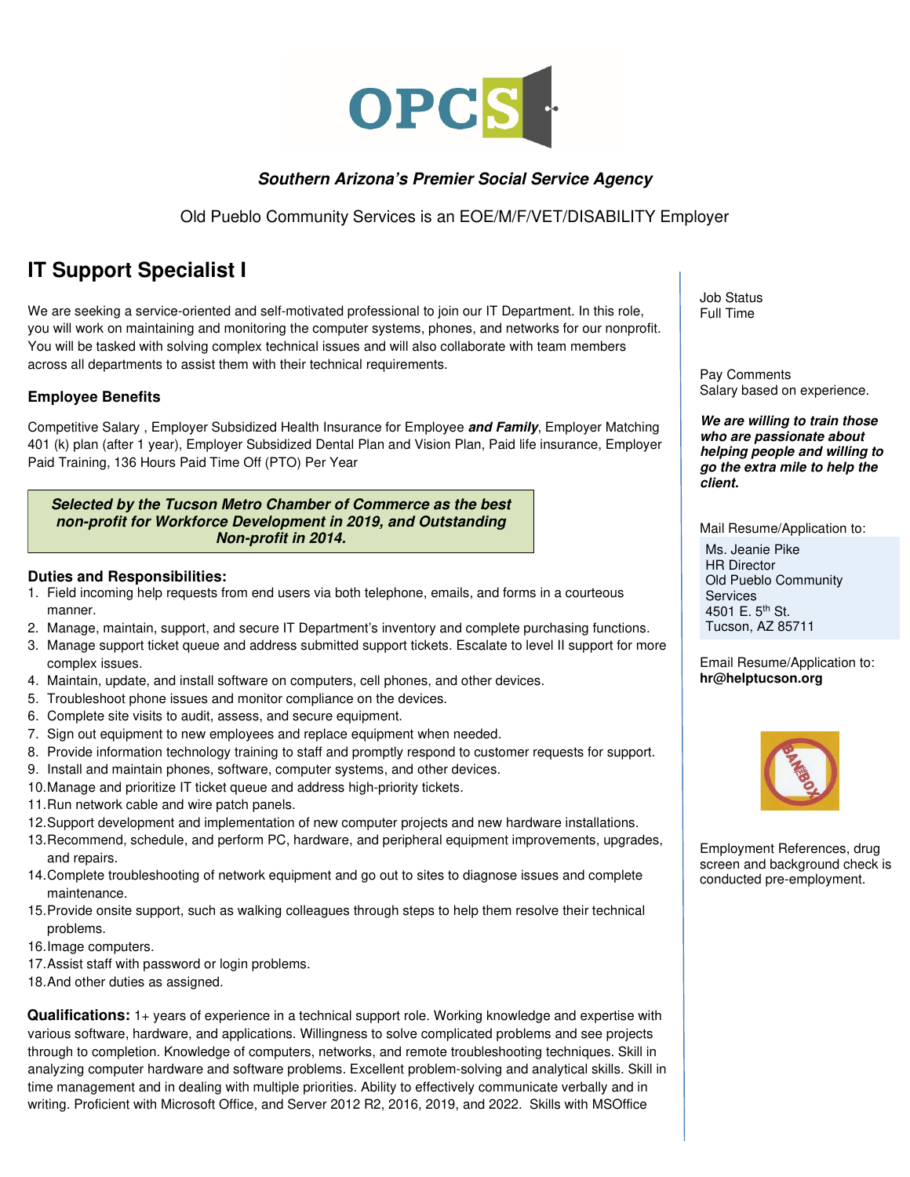**OPCS**

***Southern Arizona's Premier Social Service Agency***

Old Pueblo Community Services is an EOE/M/F/VET/DISABILITY Employer

# IT Support Specialist I

We are seeking a service-oriented and self-motivated professional to join our IT Department. In this role, you will work on maintaining and monitoring the computer systems, phones, and networks for our nonprofit. You will be tasked with solving complex technical issues and will also collaborate with team members across all departments to assist them with their technical requirements.

### Employee Benefits

Competitive Salary , Employer Subsidized Health Insurance for Employee ***and Family***, Employer Matching 401 (k) plan (after 1 year), Employer Subsidized Dental Plan and Vision Plan, Paid life insurance, Employer Paid Training, 136 Hours Paid Time Off (PTO) Per Year

***Selected by the Tucson Metro Chamber of Commerce as the best non-profit for Workforce Development in 2019, and Outstanding Non-profit in 2014.***

### Duties and Responsibilities:

1. Field incoming help requests from end users via both telephone, emails, and forms in a courteous manner.
2. Manage, maintain, support, and secure IT Department's inventory and complete purchasing functions.
3. Manage support ticket queue and address submitted support tickets. Escalate to level II support for more complex issues.
4. Maintain, update, and install software on computers, cell phones, and other devices.
5. Troubleshoot phone issues and monitor compliance on the devices.
6. Complete site visits to audit, assess, and secure equipment.
7. Sign out equipment to new employees and replace equipment when needed.
8. Provide information technology training to staff and promptly respond to customer requests for support.
9. Install and maintain phones, software, computer systems, and other devices.
10. Manage and prioritize IT ticket queue and address high-priority tickets.
11. Run network cable and wire patch panels.
12. Support development and implementation of new computer projects and new hardware installations.
13. Recommend, schedule, and perform PC, hardware, and peripheral equipment improvements, upgrades, and repairs.
14. Complete troubleshooting of network equipment and go out to sites to diagnose issues and complete maintenance.
15. Provide onsite support, such as walking colleagues through steps to help them resolve their technical problems.
16. Image computers.
17. Assist staff with password or login problems.
18. And other duties as assigned.

**Qualifications:** 1+ years of experience in a technical support role. Working knowledge and expertise with various software, hardware, and applications. Willingness to solve complicated problems and see projects through to completion. Knowledge of computers, networks, and remote troubleshooting techniques. Skill in analyzing computer hardware and software problems. Excellent problem-solving and analytical skills. Skill in time management and in dealing with multiple priorities. Ability to effectively communicate verbally and in writing. Proficient with Microsoft Office, and Server 2012 R2, 2016, 2019, and 2022. Skills with MSOffice

Job Status
Full Time

Pay Comments
Salary based on experience.

***We are willing to train those who are passionate about helping people and willing to go the extra mile to help the client.***

Mail Resume/Application to:

Ms. Jeanie Pike
HR Director
Old Pueblo Community Services
4501 E. 5th St.
Tucson, AZ 85711

Email Resume/Application to:
**hr@helptucson.org**

BAN THE BOX

Employment References, drug screen and background check is conducted pre-employment.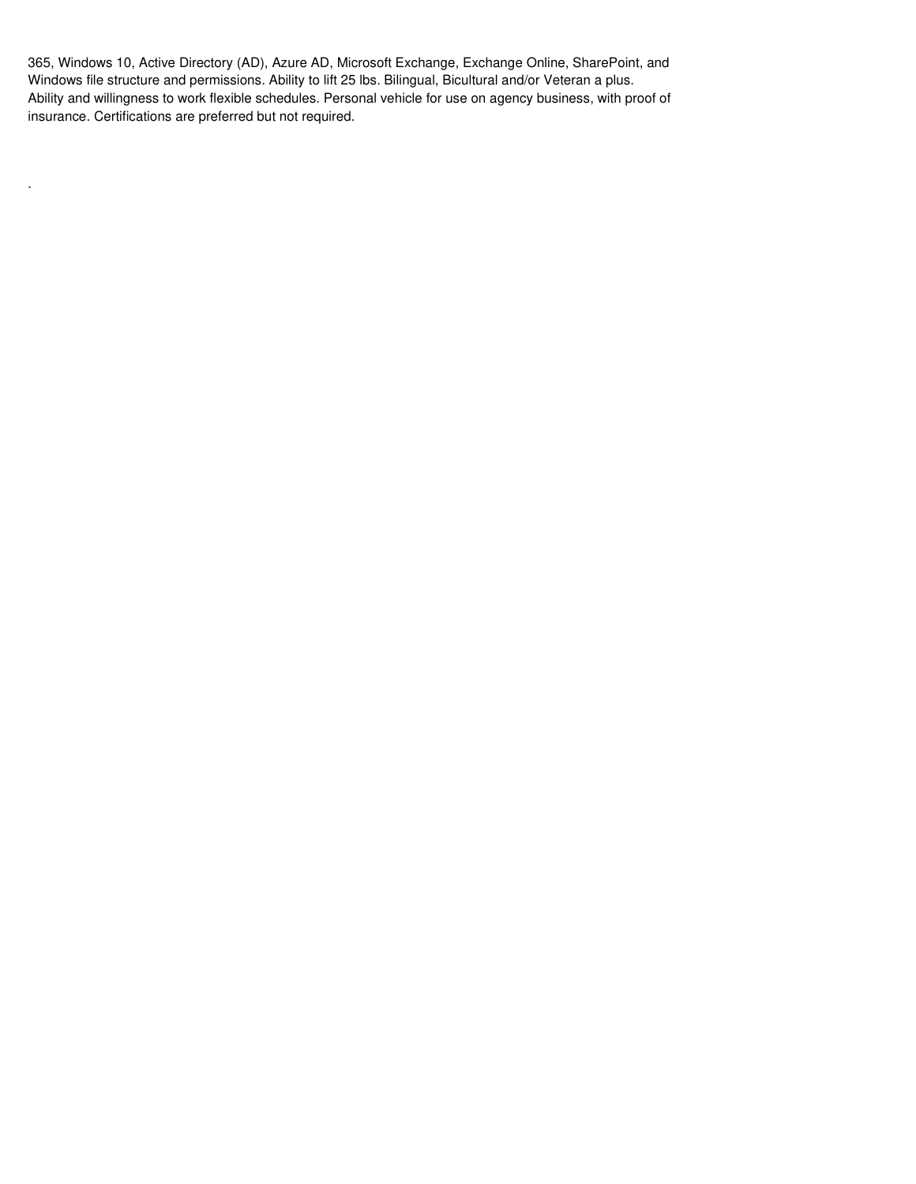365, Windows 10, Active Directory (AD), Azure AD, Microsoft Exchange, Exchange Online, SharePoint, and Windows file structure and permissions. Ability to lift 25 lbs. Bilingual, Bicultural and/or Veteran a plus. Ability and willingness to work flexible schedules. Personal vehicle for use on agency business, with proof of insurance. Certifications are preferred but not required.

.